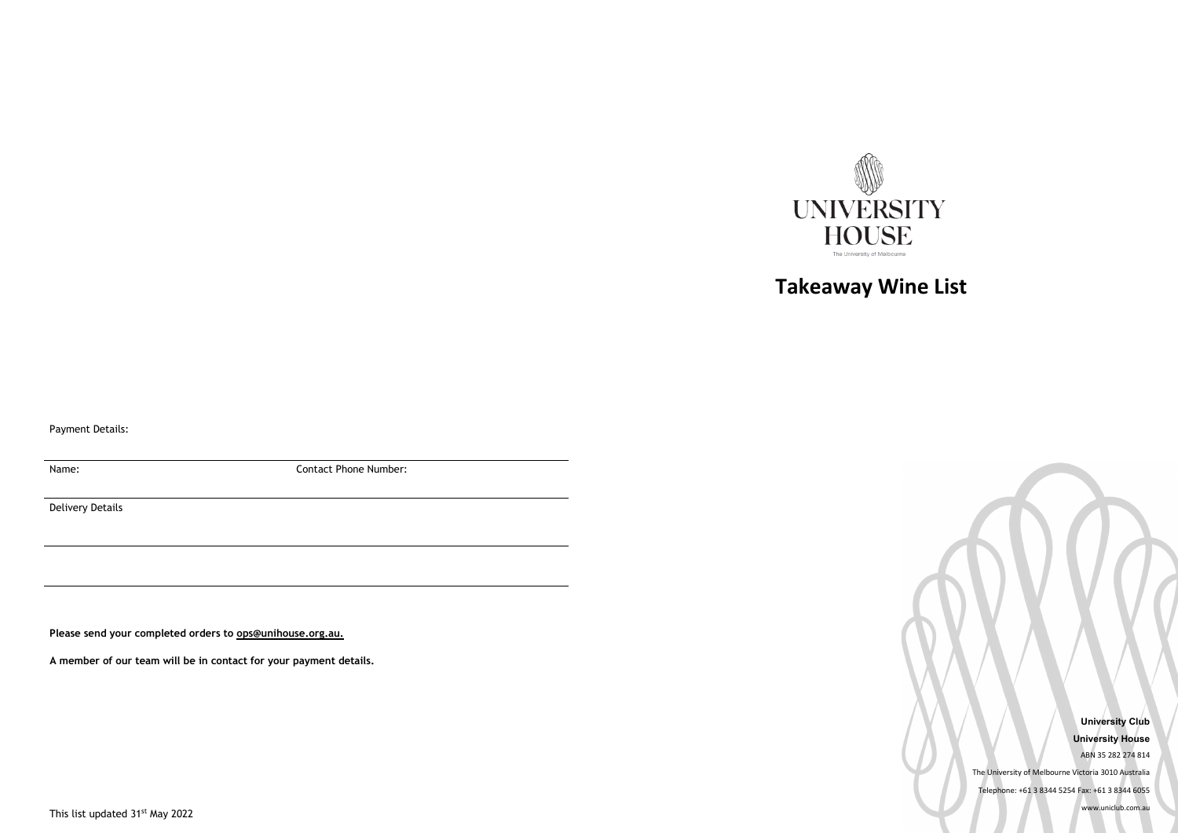Payment Details:

Name: Contact Phone Number:

Delivery Details

**Please send your completed orders to ops@unihouse.org.au.**

**A member of our team will be in contact for your payment details.**

This list updated 31st May 2022

UNIVERSITY HOUSE

The University of Melbourne

# Takeaway Wine List

**University Club**

**University House**

ABN 35 282 274 814

The University of Melbourne Victoria 3010 Australia

Telephone: +61 3 8344 5254 Fax: +61 3 8344 6055

www.uniclub.com.au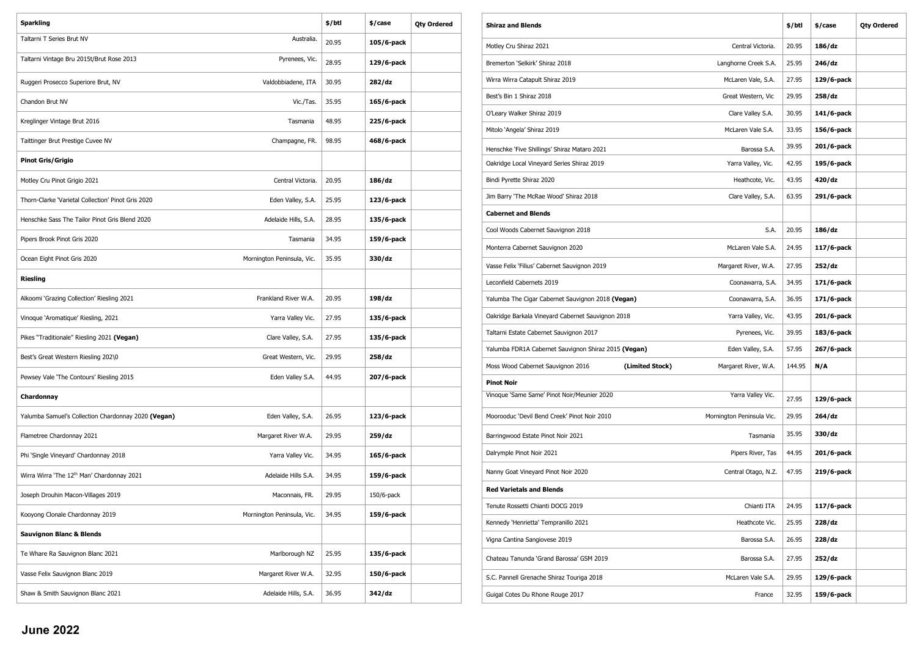| Sparkling | | $/btl | $/case | Qty Ordered |
|---|---|---|---|---|
| Taltarni T Series Brut NV | Australia. | 20.95 | **105/6-pack** | |
| Taltarni Vintage Bru 2015t/Brut Rose 2013 | Pyrenees, Vic. | 28.95 | **129/6-pack** | |
| Ruggeri Prosecco Superiore Brut, NV | Valdobbiadene, ITA | 30.95 | **282/dz** | |
| Chandon Brut NV | Vic./Tas. | 35.95 | **165/6-pack** | |
| Kreglinger Vintage Brut 2016 | Tasmania | 48.95 | **225/6-pack** | |
| Taittinger Brut Prestige Cuvee NV | Champagne, FR. | 98.95 | **468/6-pack** | |
| **Pinot Gris/Grigio** | | | | |
| Motley Cru Pinot Grigio 2021 | Central Victoria. | 20.95 | **186/dz** | |
| Thorn-Clarke 'Varietal Collection' Pinot Gris 2020 | Eden Valley, S.A. | 25.95 | **123/6-pack** | |
| Henschke Sass The Tailor Pinot Gris Blend 2020 | Adelaide Hills, S.A. | 28.95 | **135/6-pack** | |
| Pipers Brook Pinot Gris 2020 | Tasmania | 34.95 | **159/6-pack** | |
| Ocean Eight Pinot Gris 2020 | Mornington Peninsula, Vic. | 35.95 | **330/dz** | |
| **Riesling** | | | | |
| Alkoomi 'Grazing Collection' Riesling 2021 | Frankland River W.A. | 20.95 | **198/dz** | |
| Vinoque 'Aromatique' Riesling, 2021 | Yarra Valley Vic. | 27.95 | **135/6-pack** | |
| Pikes "Traditionale" Riesling 2021 **(Vegan)** | Clare Valley, S.A. | 27.95 | **135/6-pack** | |
| Best's Great Western Riesling 202\0 | Great Western, Vic. | 29.95 | **258/dz** | |
| Pewsey Vale 'The Contours' Riesling 2015 | Eden Valley S.A. | 44.95 | **207/6-pack** | |
| **Chardonnay** | | | | |
| Yalumba Samuel's Collection Chardonnay 2020 **(Vegan)** | Eden Valley, S.A. | 26.95 | **123/6-pack** | |
| Flametree Chardonnay 2021 | Margaret River W.A. | 29.95 | **259/dz** | |
| Phi 'Single Vineyard' Chardonnay 2018 | Yarra Valley Vic. | 34.95 | **165/6-pack** | |
| Wirra Wirra 'The 12th Man' Chardonnay 2021 | Adelaide Hills S.A. | 34.95 | **159/6-pack** | |
| Joseph Drouhin Macon-Villages 2019 | Maconnais, FR. | 29.95 | 150/6-pack | |
| Kooyong Clonale Chardonnay 2019 | Mornington Peninsula, Vic. | 34.95 | **159/6-pack** | |
| **Sauvignon Blanc & Blends** | | | | |
| Te Whare Ra Sauvignon Blanc 2021 | Marlborough NZ | 25.95 | **135/6-pack** | |
| Vasse Felix Sauvignon Blanc 2019 | Margaret River W.A. | 32.95 | **150/6-pack** | |
| Shaw & Smith Sauvignon Blanc 2021 | Adelaide Hills, S.A. | 36.95 | **342/dz** | |

| Shiraz and Blends | | $/btl | $/case | Qty Ordered |
|---|---|---|---|---|
| Motley Cru Shiraz 2021 | Central Victoria. | 20.95 | **186/dz** | |
| Bremerton 'Selkirk' Shiraz 2018 | Langhorne Creek S.A. | 25.95 | **246/dz** | |
| Wirra Wirra Catapult Shiraz 2019 | McLaren Vale, S.A. | 27.95 | **129/6-pack** | |
| Best's Bin 1 Shiraz 2018 | Great Western, Vic | 29.95 | **258/dz** | |
| O'Leary Walker Shiraz 2019 | Clare Valley S.A. | 30.95 | **141/6-pack** | |
| Mitolo 'Angela' Shiraz 2019 | McLaren Vale S.A. | 33.95 | **156/6-pack** | |
| Henschke 'Five Shillings' Shiraz Mataro 2021 | Barossa S.A. | 39.95 | **201/6-pack** | |
| Oakridge Local Vineyard Series Shiraz 2019 | Yarra Valley, Vic. | 42.95 | **195/6-pack** | |
| Bindi Pyrette Shiraz 2020 | Heathcote, Vic. | 43.95 | **420/dz** | |
| Jim Barry 'The McRae Wood' Shiraz 2018 | Clare Valley, S.A. | 63.95 | **291/6-pack** | |
| **Cabernet and Blends** | | | | |
| Cool Woods Cabernet Sauvignon 2018 | S.A. | 20.95 | **186/dz** | |
| Monterra Cabernet Sauvignon 2020 | McLaren Vale S.A. | 24.95 | **117/6-pack** | |
| Vasse Felix 'Filius' Cabernet Sauvignon 2019 | Margaret River, W.A. | 27.95 | **252/dz** | |
| Leconfield Cabernets 2019 | Coonawarra, S.A. | 34.95 | **171/6-pack** | |
| Yalumba The Cigar Cabernet Sauvignon 2018 **(Vegan)** | Coonawarra, S.A. | 36.95 | **171/6-pack** | |
| Oakridge Barkala Vineyard Cabernet Sauvignon 2018 | Yarra Valley, Vic. | 43.95 | **201/6-pack** | |
| Taltarni Estate Cabernet Sauvignon 2017 | Pyrenees, Vic. | 39.95 | **183/6-pack** | |
| Yalumba FDR1A Cabernet Sauvignon Shiraz 2015 **(Vegan)** | Eden Valley, S.A. | 57.95 | **267/6-pack** | |
| Moss Wood Cabernet Sauvignon 2016 **(Limited Stock)** | Margaret River, W.A. | 144.95 | **N/A** | |
| **Pinot Noir** | | | | |
| Vinoque 'Same Same' Pinot Noir/Meunier 2020 | Yarra Valley Vic. | 27.95 | **129/6-pack** | |
| Moorooduc 'Devil Bend Creek' Pinot Noir 2010 | Mornington Peninsula Vic. | 29.95 | **264/dz** | |
| Barringwood Estate Pinot Noir 2021 | Tasmania | 35.95 | **330/dz** | |
| Dalrymple Pinot Noir 2021 | Pipers River, Tas | 44.95 | **201/6-pack** | |
| Nanny Goat Vineyard Pinot Noir 2020 | Central Otago, N.Z. | 47.95 | **219/6-pack** | |
| **Red Varietals and Blends** | | | | |
| Tenute Rossetti Chianti DOCG 2019 | Chianti ITA | 24.95 | **117/6-pack** | |
| Kennedy 'Henrietta' Tempranillo 2021 | Heathcote Vic. | 25.95 | **228/dz** | |
| Vigna Cantina Sangiovese 2019 | Barossa S.A. | 26.95 | **228/dz** | |
| Chateau Tanunda 'Grand Barossa' GSM 2019 | Barossa S.A. | 27.95 | **252/dz** | |
| S.C. Pannell Grenache Shiraz Touriga 2018 | McLaren Vale S.A. | 29.95 | **129/6-pack** | |
| Guigal Cotes Du Rhone Rouge 2017 | France | 32.95 | **159/6-pack** | |

**June 2022**